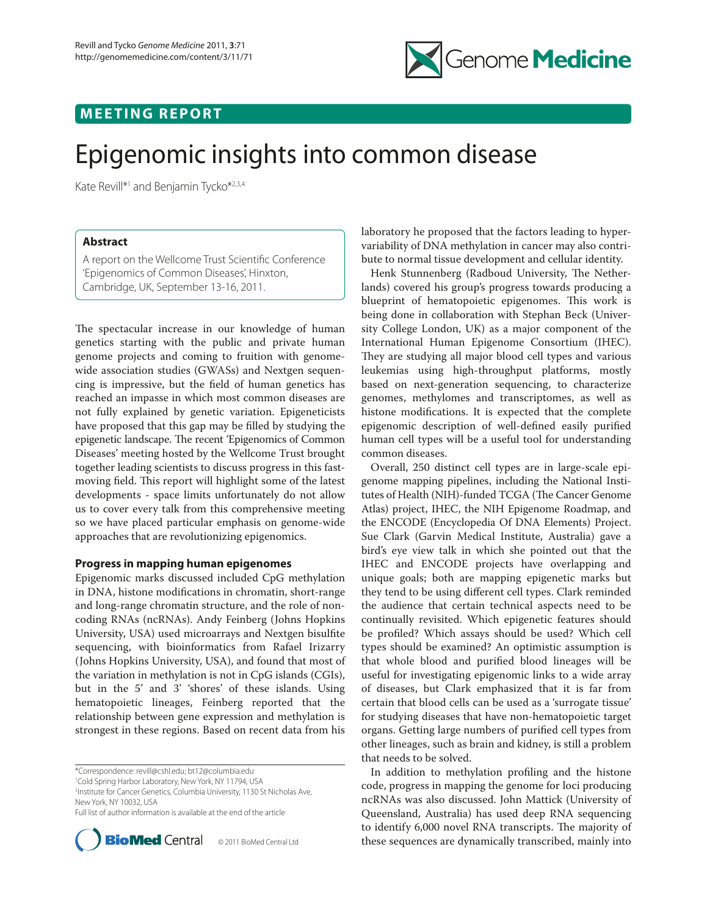## MEETING REPORT

# Epigenomic insights into common disease

Kate Revill*[1] and Benjamin Tycko*[2,3,4]

### Abstract

A report on the Wellcome Trust Scientific Conference 'Epigenomics of Common Diseases', Hinxton, Cambridge, UK, September 13-16, 2011.

The spectacular increase in our knowledge of human genetics starting with the public and private human genome projects and coming to fruition with genome-wide association studies (GWASs) and Nextgen sequencing is impressive, but the field of human genetics has reached an impasse in which most common diseases are not fully explained by genetic variation. Epigeneticists have proposed that this gap may be filled by studying the epigenetic landscape. The recent 'Epigenomics of Common Diseases' meeting hosted by the Wellcome Trust brought together leading scientists to discuss progress in this fast-moving field. This report will highlight some of the latest developments - space limits unfortunately do not allow us to cover every talk from this comprehensive meeting so we have placed particular emphasis on genome-wide approaches that are revolutionizing epigenomics.

### Progress in mapping human epigenomes

Epigenomic marks discussed included CpG methylation in DNA, histone modifications in chromatin, short-range and long-range chromatin structure, and the role of non-coding RNAs (ncRNAs). Andy Feinberg (Johns Hopkins University, USA) used microarrays and Nextgen bisulfite sequencing, with bioinformatics from Rafael Irizarry (Johns Hopkins University, USA), and found that most of the variation in methylation is not in CpG islands (CGIs), but in the 5' and 3' 'shores' of these islands. Using hematopoietic lineages, Feinberg reported that the relationship between gene expression and methylation is strongest in these regions. Based on recent data from his laboratory he proposed that the factors leading to hyper-variability of DNA methylation in cancer may also contribute to normal tissue development and cellular identity.

Henk Stunnenberg (Radboud University, The Netherlands) covered his group's progress towards producing a blueprint of hematopoietic epigenomes. This work is being done in collaboration with Stephan Beck (University College London, UK) as a major component of the International Human Epigenome Consortium (IHEC). They are studying all major blood cell types and various leukemias using high-throughput platforms, mostly based on next-generation sequencing, to characterize genomes, methylomes and transcriptomes, as well as histone modifications. It is expected that the complete epigenomic description of well-defined easily purified human cell types will be a useful tool for understanding common diseases.

Overall, 250 distinct cell types are in large-scale epigenome mapping pipelines, including the National Institutes of Health (NIH)-funded TCGA (The Cancer Genome Atlas) project, IHEC, the NIH Epigenome Roadmap, and the ENCODE (Encyclopedia Of DNA Elements) Project. Sue Clark (Garvin Medical Institute, Australia) gave a bird's eye view talk in which she pointed out that the IHEC and ENCODE projects have overlapping and unique goals; both are mapping epigenetic marks but they tend to be using different cell types. Clark reminded the audience that certain technical aspects need to be continually revisited. Which epigenetic features should be profiled? Which assays should be used? Which cell types should be examined? An optimistic assumption is that whole blood and purified blood lineages will be useful for investigating epigenomic links to a wide array of diseases, but Clark emphasized that it is far from certain that blood cells can be used as a 'surrogate tissue' for studying diseases that have non-hematopoietic target organs. Getting large numbers of purified cell types from other lineages, such as brain and kidney, is still a problem that needs to be solved.

In addition to methylation profiling and the histone code, progress in mapping the genome for loci producing ncRNAs was also discussed. John Mattick (University of Queensland, Australia) has used deep RNA sequencing to identify 6,000 novel RNA transcripts. The majority of these sequences are dynamically transcribed, mainly into

*Correspondence: revill@cshl.edu; bt12@columbia.edu
[1]Cold Spring Harbor Laboratory, New York, NY 11794, USA
[2]Institute for Cancer Genetics, Columbia University, 1130 St Nicholas Ave, New York, NY 10032, USA
Full list of author information is available at the end of the article

© 2011 BioMed Central Ltd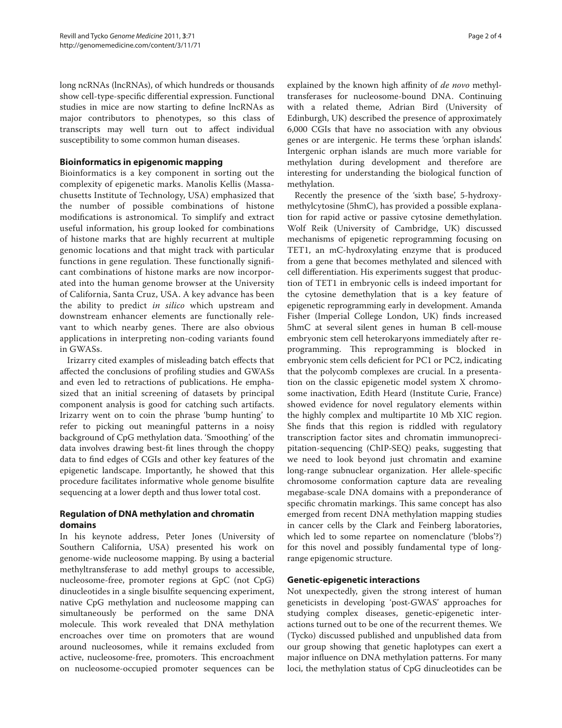long ncRNAs (lncRNAs), of which hundreds or thousands show cell-type-specific differential expression. Functional studies in mice are now starting to define lncRNAs as major contributors to phenotypes, so this class of transcripts may well turn out to affect individual susceptibility to some common human diseases.

## Bioinformatics in epigenomic mapping

Bioinformatics is a key component in sorting out the complexity of epigenetic marks. Manolis Kellis (Massachusetts Institute of Technology, USA) emphasized that the number of possible combinations of histone modifications is astronomical. To simplify and extract useful information, his group looked for combinations of histone marks that are highly recurrent at multiple genomic locations and that might track with particular functions in gene regulation. These functionally significant combinations of histone marks are now incorporated into the human genome browser at the University of California, Santa Cruz, USA. A key advance has been the ability to predict *in silico* which upstream and downstream enhancer elements are functionally relevant to which nearby genes. There are also obvious applications in interpreting non-coding variants found in GWASs.

Irizarry cited examples of misleading batch effects that affected the conclusions of profiling studies and GWASs and even led to retractions of publications. He emphasized that an initial screening of datasets by principal component analysis is good for catching such artifacts. Irizarry went on to coin the phrase 'bump hunting' to refer to picking out meaningful patterns in a noisy background of CpG methylation data. 'Smoothing' of the data involves drawing best-fit lines through the choppy data to find edges of CGIs and other key features of the epigenetic landscape. Importantly, he showed that this procedure facilitates informative whole genome bisulfite sequencing at a lower depth and thus lower total cost.

## Regulation of DNA methylation and chromatin domains

In his keynote address, Peter Jones (University of Southern California, USA) presented his work on genome-wide nucleosome mapping. By using a bacterial methyltransferase to add methyl groups to accessible, nucleosome-free, promoter regions at GpC (not CpG) dinucleotides in a single bisulfite sequencing experiment, native CpG methylation and nucleosome mapping can simultaneously be performed on the same DNA molecule. This work revealed that DNA methylation encroaches over time on promoters that are wound around nucleosomes, while it remains excluded from active, nucleosome-free, promoters. This encroachment on nucleosome-occupied promoter sequences can be explained by the known high affinity of *de novo* methyltransferases for nucleosome-bound DNA. Continuing with a related theme, Adrian Bird (University of Edinburgh, UK) described the presence of approximately 6,000 CGIs that have no association with any obvious genes or are intergenic. He terms these 'orphan islands'. Intergenic orphan islands are much more variable for methylation during development and therefore are interesting for understanding the biological function of methylation.

Recently the presence of the 'sixth base', 5-hydroxymethylcytosine (5hmC), has provided a possible explanation for rapid active or passive cytosine demethylation. Wolf Reik (University of Cambridge, UK) discussed mechanisms of epigenetic reprogramming focusing on TET1, an mC-hydroxylating enzyme that is produced from a gene that becomes methylated and silenced with cell differentiation. His experiments suggest that production of TET1 in embryonic cells is indeed important for the cytosine demethylation that is a key feature of epigenetic reprogramming early in development. Amanda Fisher (Imperial College London, UK) finds increased 5hmC at several silent genes in human B cell-mouse embryonic stem cell heterokaryons immediately after reprogramming. This reprogramming is blocked in embryonic stem cells deficient for PC1 or PC2, indicating that the polycomb complexes are crucial. In a presentation on the classic epigenetic model system X chromosome inactivation, Edith Heard (Institute Curie, France) showed evidence for novel regulatory elements within the highly complex and multipartite 10 Mb XIC region. She finds that this region is riddled with regulatory transcription factor sites and chromatin immunoprecipitation-sequencing (ChIP-SEQ) peaks, suggesting that we need to look beyond just chromatin and examine long-range subnuclear organization. Her allele-specific chromosome conformation capture data are revealing megabase-scale DNA domains with a preponderance of specific chromatin markings. This same concept has also emerged from recent DNA methylation mapping studies in cancer cells by the Clark and Feinberg laboratories, which led to some repartee on nomenclature ('blobs'?) for this novel and possibly fundamental type of long-range epigenomic structure.

## Genetic-epigenetic interactions

Not unexpectedly, given the strong interest of human geneticists in developing 'post-GWAS' approaches for studying complex diseases, genetic-epigenetic interactions turned out to be one of the recurrent themes. We (Tycko) discussed published and unpublished data from our group showing that genetic haplotypes can exert a major influence on DNA methylation patterns. For many loci, the methylation status of CpG dinucleotides can be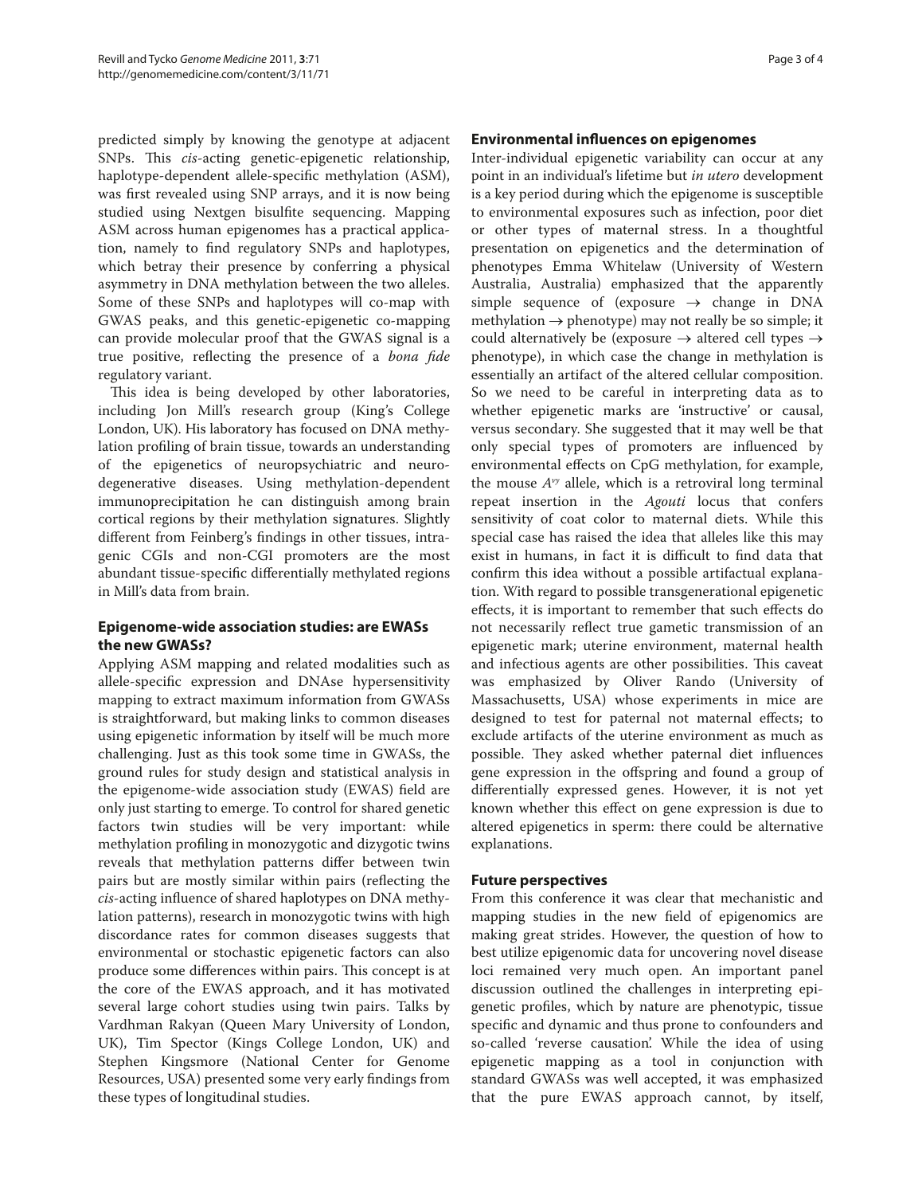predicted simply by knowing the genotype at adjacent SNPs. This *cis*-acting genetic-epigenetic relationship, haplotype-dependent allele-specific methylation (ASM), was first revealed using SNP arrays, and it is now being studied using Nextgen bisulfite sequencing. Mapping ASM across human epigenomes has a practical application, namely to find regulatory SNPs and haplotypes, which betray their presence by conferring a physical asymmetry in DNA methylation between the two alleles. Some of these SNPs and haplotypes will co-map with GWAS peaks, and this genetic-epigenetic co-mapping can provide molecular proof that the GWAS signal is a true positive, reflecting the presence of a *bona fide* regulatory variant.

This idea is being developed by other laboratories, including Jon Mill's research group (King's College London, UK). His laboratory has focused on DNA methylation profiling of brain tissue, towards an understanding of the epigenetics of neuropsychiatric and neurodegenerative diseases. Using methylation-dependent immunoprecipitation he can distinguish among brain cortical regions by their methylation signatures. Slightly different from Feinberg's findings in other tissues, intragenic CGIs and non-CGI promoters are the most abundant tissue-specific differentially methylated regions in Mill's data from brain.

## Epigenome-wide association studies: are EWASs the new GWASs?

Applying ASM mapping and related modalities such as allele-specific expression and DNAse hypersensitivity mapping to extract maximum information from GWASs is straightforward, but making links to common diseases using epigenetic information by itself will be much more challenging. Just as this took some time in GWASs, the ground rules for study design and statistical analysis in the epigenome-wide association study (EWAS) field are only just starting to emerge. To control for shared genetic factors twin studies will be very important: while methylation profiling in monozygotic and dizygotic twins reveals that methylation patterns differ between twin pairs but are mostly similar within pairs (reflecting the *cis*-acting influence of shared haplotypes on DNA methylation patterns), research in monozygotic twins with high discordance rates for common diseases suggests that environmental or stochastic epigenetic factors can also produce some differences within pairs. This concept is at the core of the EWAS approach, and it has motivated several large cohort studies using twin pairs. Talks by Vardhman Rakyan (Queen Mary University of London, UK), Tim Spector (Kings College London, UK) and Stephen Kingsmore (National Center for Genome Resources, USA) presented some very early findings from these types of longitudinal studies.

## Environmental influences on epigenomes

Inter-individual epigenetic variability can occur at any point in an individual's lifetime but *in utero* development is a key period during which the epigenome is susceptible to environmental exposures such as infection, poor diet or other types of maternal stress. In a thoughtful presentation on epigenetics and the determination of phenotypes Emma Whitelaw (University of Western Australia, Australia) emphasized that the apparently simple sequence of (exposure → change in DNA methylation → phenotype) may not really be so simple; it could alternatively be (exposure → altered cell types → phenotype), in which case the change in methylation is essentially an artifact of the altered cellular composition. So we need to be careful in interpreting data as to whether epigenetic marks are 'instructive' or causal, versus secondary. She suggested that it may well be that only special types of promoters are influenced by environmental effects on CpG methylation, for example, the mouse $A^{vy}$ allele, which is a retroviral long terminal repeat insertion in the *Agouti* locus that confers sensitivity of coat color to maternal diets. While this special case has raised the idea that alleles like this may exist in humans, in fact it is difficult to find data that confirm this idea without a possible artifactual explanation. With regard to possible transgenerational epigenetic effects, it is important to remember that such effects do not necessarily reflect true gametic transmission of an epigenetic mark; uterine environment, maternal health and infectious agents are other possibilities. This caveat was emphasized by Oliver Rando (University of Massachusetts, USA) whose experiments in mice are designed to test for paternal not maternal effects; to exclude artifacts of the uterine environment as much as possible. They asked whether paternal diet influences gene expression in the offspring and found a group of differentially expressed genes. However, it is not yet known whether this effect on gene expression is due to altered epigenetics in sperm: there could be alternative explanations.

## Future perspectives

From this conference it was clear that mechanistic and mapping studies in the new field of epigenomics are making great strides. However, the question of how to best utilize epigenomic data for uncovering novel disease loci remained very much open. An important panel discussion outlined the challenges in interpreting epigenetic profiles, which by nature are phenotypic, tissue specific and dynamic and thus prone to confounders and so-called 'reverse causation'. While the idea of using epigenetic mapping as a tool in conjunction with standard GWASs was well accepted, it was emphasized that the pure EWAS approach cannot, by itself,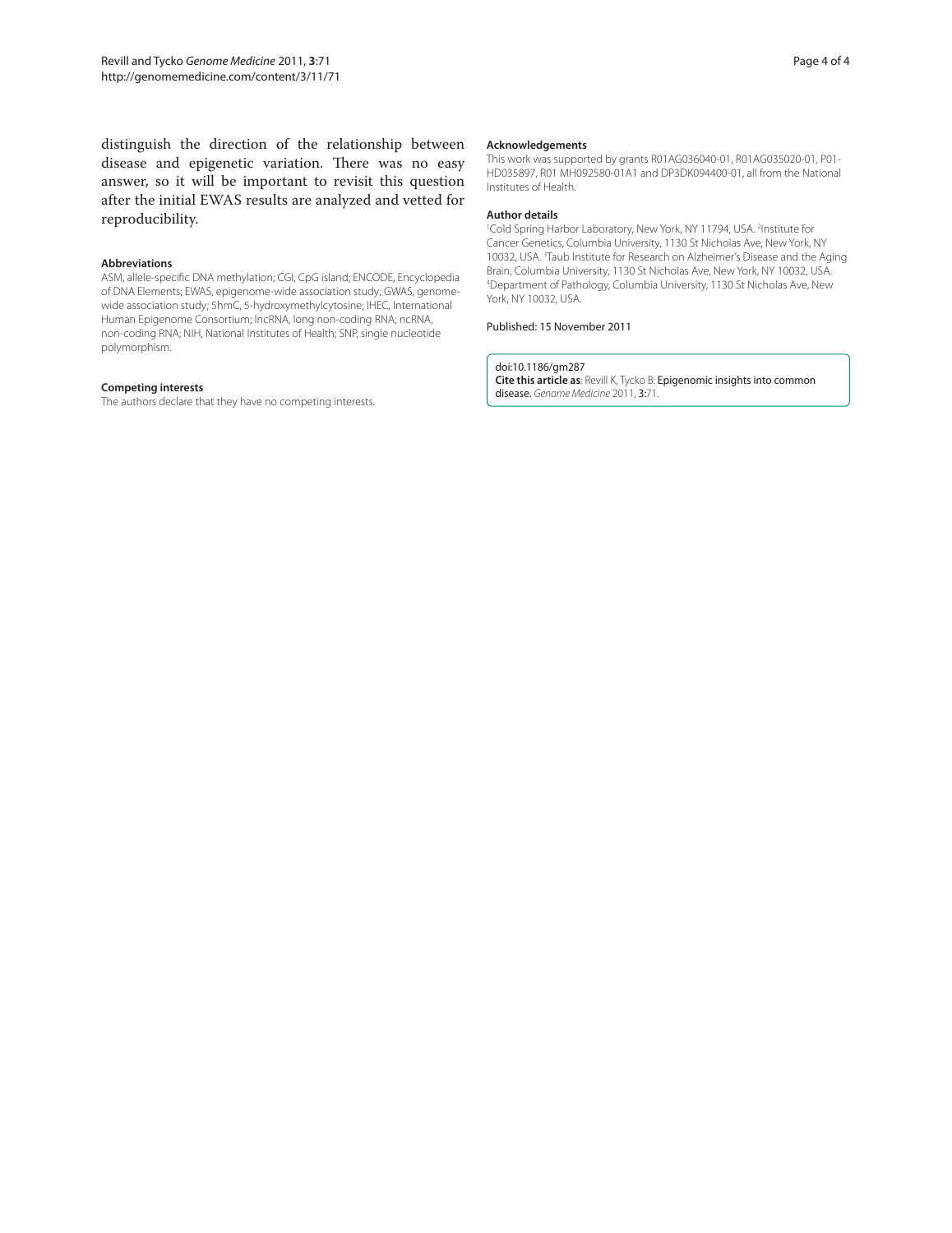distinguish the direction of the relationship between disease and epigenetic variation. There was no easy answer, so it will be important to revisit this question after the initial EWAS results are analyzed and vetted for reproducibility.

#### Abbreviations

ASM, allele-specific DNA methylation; CGI, CpG island; ENCODE, Encyclopedia of DNA Elements; EWAS, epigenome-wide association study; GWAS, genome-wide association study; 5hmC, 5-hydroxymethylcytosine; IHEC, International Human Epigenome Consortium; lncRNA, long non-coding RNA; ncRNA, non-coding RNA; NIH, National Institutes of Health; SNP, single nucleotide polymorphism.

#### Competing interests

The authors declare that they have no competing interests.

#### Acknowledgements

This work was supported by grants R01AG036040-01, R01AG035020-01, P01-HD035897, R01 MH092580-01A1 and DP3DK094400-01, all from the National Institutes of Health.

#### Author details

[1]Cold Spring Harbor Laboratory, New York, NY 11794, USA. [2]Institute for Cancer Genetics, Columbia University, 1130 St Nicholas Ave, New York, NY 10032, USA. [3]Taub Institute for Research on Alzheimer's Disease and the Aging Brain, Columbia University, 1130 St Nicholas Ave, New York, NY 10032, USA. [4]Department of Pathology, Columbia University, 1130 St Nicholas Ave, New York, NY 10032, USA.

Published: 15 November 2011

doi:10.1186/gm287

**Cite this article as**: Revill K, Tycko B: Epigenomic insights into common disease. *Genome Medicine* 2011, **3**:71.